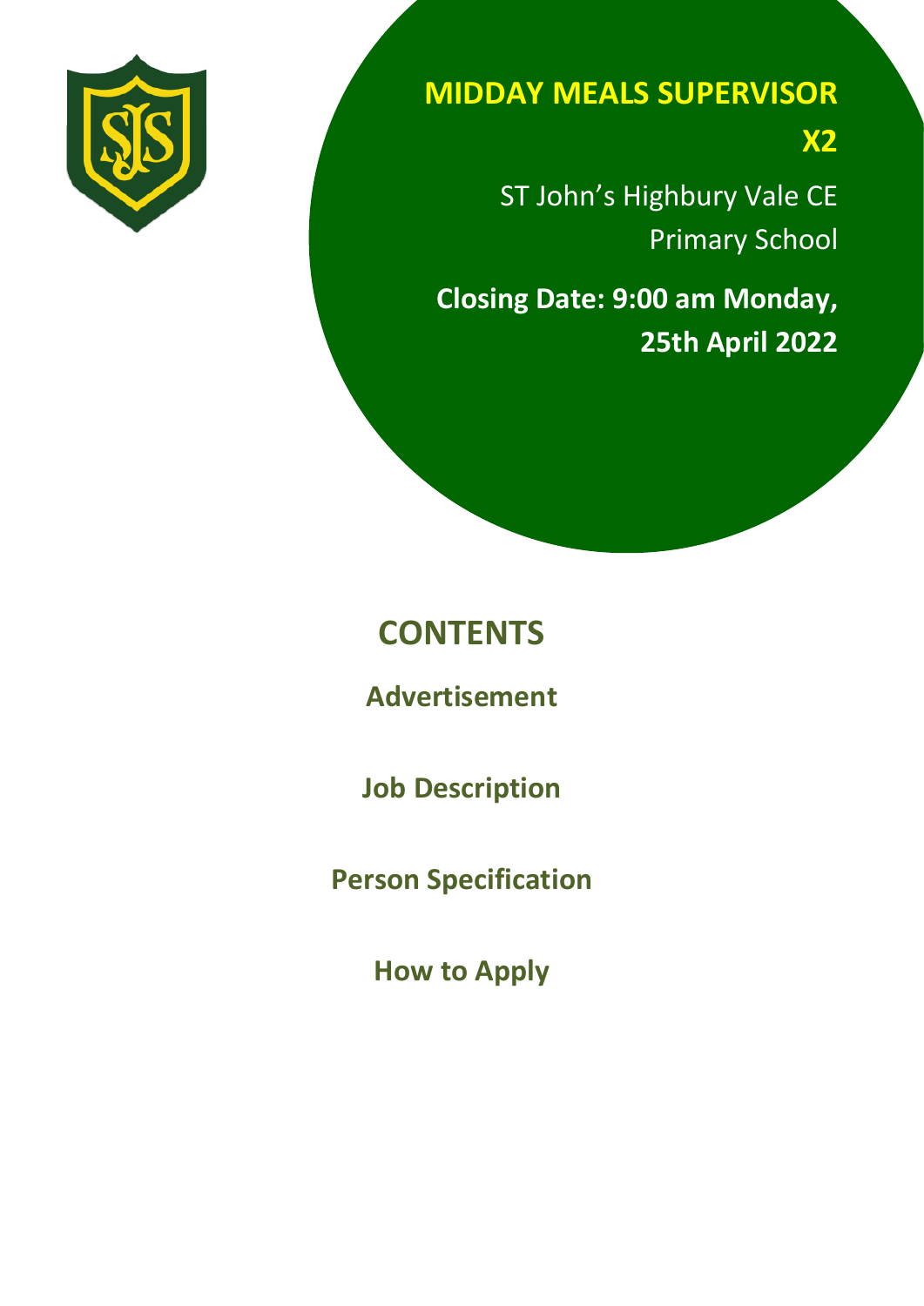# MIDDAY MEALS SUPERVISOR X2

ST John's Highbury Vale CE Primary School

**Closing Date: 9:00 am Monday, 25th April 2022**

## CONTENTS

**Advertisement**

**Job Description**

**Person Specification**

**How to Apply**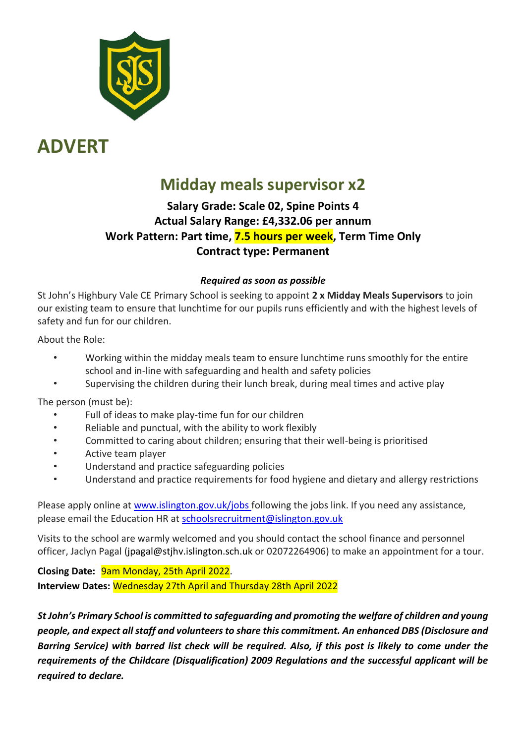# ADVERT

## Midday meals supervisor x2

**Salary Grade: Scale 02, Spine Points 4**
**Actual Salary Range: £4,332.06 per annum**
**Work Pattern: Part time, 7.5 hours per week, Term Time Only**
**Contract type: Permanent**

***Required as soon as possible***

St John's Highbury Vale CE Primary School is seeking to appoint **2 x Midday Meals Supervisors** to join our existing team to ensure that lunchtime for our pupils runs efficiently and with the highest levels of safety and fun for our children.

About the Role:

- Working within the midday meals team to ensure lunchtime runs smoothly for the entire school and in-line with safeguarding and health and safety policies
- Supervising the children during their lunch break, during meal times and active play

The person (must be):

- Full of ideas to make play-time fun for our children
- Reliable and punctual, with the ability to work flexibly
- Committed to caring about children; ensuring that their well-being is prioritised
- Active team player
- Understand and practice safeguarding policies
- Understand and practice requirements for food hygiene and dietary and allergy restrictions

Please apply online at [www.islington.gov.uk/jobs](http://www.islington.gov.uk/jobs) following the jobs link. If you need any assistance, please email the Education HR at [schoolsrecruitment@islington.gov.uk](mailto:schoolsrecruitment@islington.gov.uk)

Visits to the school are warmly welcomed and you should contact the school finance and personnel officer, Jaclyn Pagal (jpagal@stjhv.islington.sch.uk or 02072264906) to make an appointment for a tour.

**Closing Date:** 9am Monday, 25th April 2022.
**Interview Dates:** Wednesday 27th April and Thursday 28th April 2022

***St John's Primary School is committed to safeguarding and promoting the welfare of children and young people, and expect all staff and volunteers to share this commitment. An enhanced DBS (Disclosure and Barring Service) with barred list check will be required. Also, if this post is likely to come under the requirements of the Childcare (Disqualification) 2009 Regulations and the successful applicant will be required to declare.***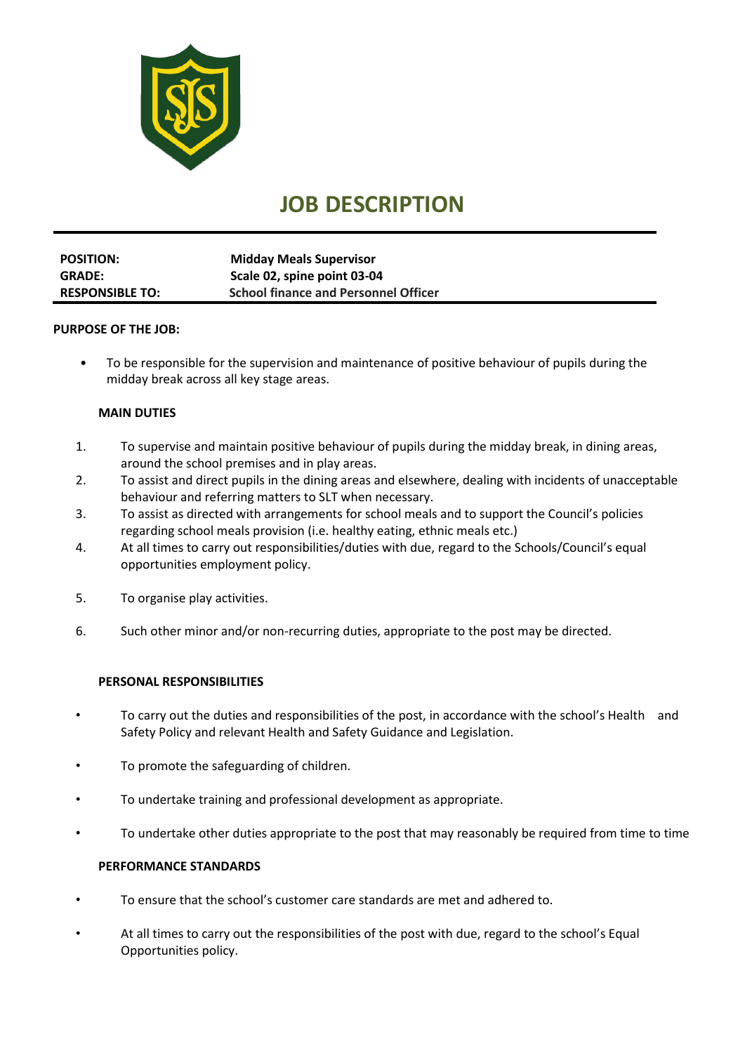# JOB DESCRIPTION

| | |
|---|---|
| **POSITION:** | **Midday Meals Supervisor** |
| **GRADE:** | **Scale 02, spine point 03-04** |
| **RESPONSIBLE TO:** | **School finance and Personnel Officer** |

**PURPOSE OF THE JOB:**

- To be responsible for the supervision and maintenance of positive behaviour of pupils during the midday break across all key stage areas.

**MAIN DUTIES**

1. To supervise and maintain positive behaviour of pupils during the midday break, in dining areas, around the school premises and in play areas.
2. To assist and direct pupils in the dining areas and elsewhere, dealing with incidents of unacceptable behaviour and referring matters to SLT when necessary.
3. To assist as directed with arrangements for school meals and to support the Council's policies regarding school meals provision (i.e. healthy eating, ethnic meals etc.)
4. At all times to carry out responsibilities/duties with due, regard to the Schools/Council's equal opportunities employment policy.
5. To organise play activities.
6. Such other minor and/or non-recurring duties, appropriate to the post may be directed.

**PERSONAL RESPONSIBILITIES**

- To carry out the duties and responsibilities of the post, in accordance with the school's Health and Safety Policy and relevant Health and Safety Guidance and Legislation.
- To promote the safeguarding of children.
- To undertake training and professional development as appropriate.
- To undertake other duties appropriate to the post that may reasonably be required from time to time

**PERFORMANCE STANDARDS**

- To ensure that the school's customer care standards are met and adhered to.
- At all times to carry out the responsibilities of the post with due, regard to the school's Equal Opportunities policy.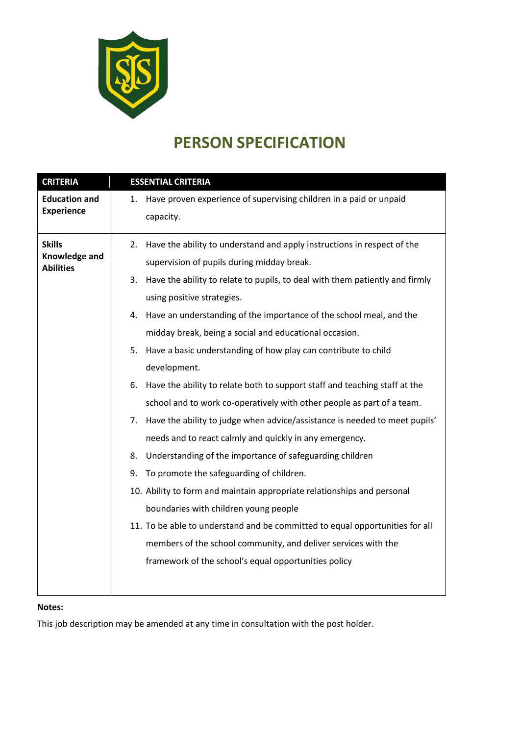# PERSON SPECIFICATION

| CRITERIA | ESSENTIAL CRITERIA |
|---|---|
| **Education and Experience** | 1. Have proven experience of supervising children in a paid or unpaid capacity. |
| **Skills Knowledge and Abilities** | 2. Have the ability to understand and apply instructions in respect of the supervision of pupils during midday break.<br>3. Have the ability to relate to pupils, to deal with them patiently and firmly using positive strategies.<br>4. Have an understanding of the importance of the school meal, and the midday break, being a social and educational occasion.<br>5. Have a basic understanding of how play can contribute to child development.<br>6. Have the ability to relate both to support staff and teaching staff at the school and to work co-operatively with other people as part of a team.<br>7. Have the ability to judge when advice/assistance is needed to meet pupils' needs and to react calmly and quickly in any emergency.<br>8. Understanding of the importance of safeguarding children<br>9. To promote the safeguarding of children.<br>10. Ability to form and maintain appropriate relationships and personal boundaries with children young people<br>11. To be able to understand and be committed to equal opportunities for all members of the school community, and deliver services with the framework of the school's equal opportunities policy |

**Notes:**

This job description may be amended at any time in consultation with the post holder.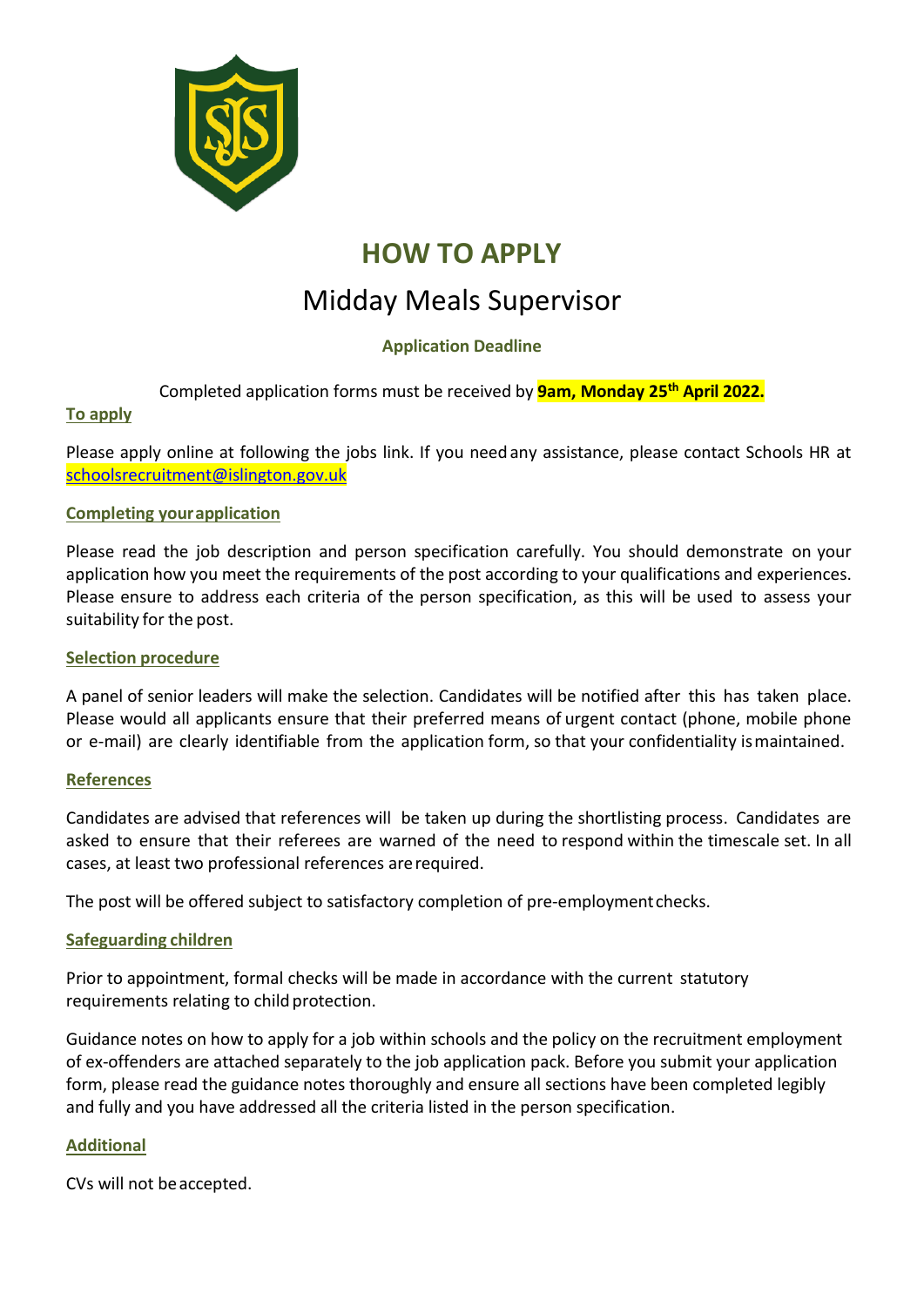# HOW TO APPLY

## Midday Meals Supervisor

**Application Deadline**

Completed application forms must be received by **9am, Monday 25th April 2022.**

**To apply**

Please apply online at following the jobs link. If you need any assistance, please contact Schools HR at schoolsrecruitment@islington.gov.uk

**Completing your application**

Please read the job description and person specification carefully. You should demonstrate on your application how you meet the requirements of the post according to your qualifications and experiences. Please ensure to address each criteria of the person specification, as this will be used to assess your suitability for the post.

**Selection procedure**

A panel of senior leaders will make the selection. Candidates will be notified after this has taken place. Please would all applicants ensure that their preferred means of urgent contact (phone, mobile phone or e-mail) are clearly identifiable from the application form, so that your confidentiality is maintained.

**References**

Candidates are advised that references will be taken up during the shortlisting process. Candidates are asked to ensure that their referees are warned of the need to respond within the timescale set. In all cases, at least two professional references are required.

The post will be offered subject to satisfactory completion of pre-employment checks.

**Safeguarding children**

Prior to appointment, formal checks will be made in accordance with the current statutory requirements relating to child protection.

Guidance notes on how to apply for a job within schools and the policy on the recruitment employment of ex-offenders are attached separately to the job application pack. Before you submit your application form, please read the guidance notes thoroughly and ensure all sections have been completed legibly and fully and you have addressed all the criteria listed in the person specification.

**Additional**

CVs will not be accepted.